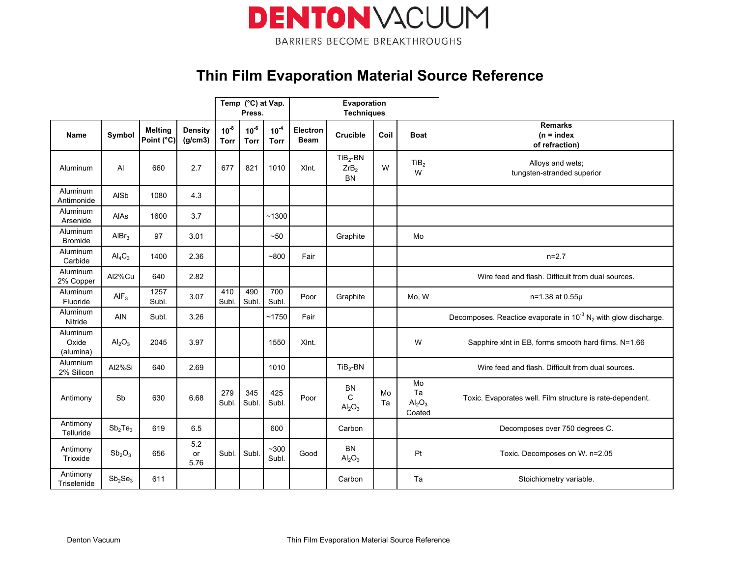# DENTON VACUUM

BARRIERS BECOME BREAKTHROUGHS

## Thin Film Evaporation Material Source Reference

| | | | | Temp (°C) at Vap. Press. | | | Evaporation Techniques | | | | |
|---|---|---|---|---|---|---|---|---|---|---|---|
| Name | Symbol | Melting Point (°C) | Density (g/cm3) | $10^{-8}$ Torr | $10^{-6}$ Torr | $10^{-4}$ Torr | Electron Beam | Crucible | Coil | Boat | Remarks (n = index of refraction) |
| Aluminum | Al | 660 | 2.7 | 677 | 821 | 1010 | Xlnt. | $TiB_2$-BN $ZrB_2$ BN | W | $TiB_2$ W | Alloys and wets; tungsten-stranded superior |
| Aluminum Antimonide | AlSb | 1080 | 4.3 | | | | | | | | |
| Aluminum Arsenide | AlAs | 1600 | 3.7 | | | ~1300 | | | | | |
| Aluminum Bromide | $AlBr_3$ | 97 | 3.01 | | | ~50 | | Graphite | | Mo | |
| Aluminum Carbide | $Al_4C_3$ | 1400 | 2.36 | | | ~800 | Fair | | | | n=2.7 |
| Aluminum 2% Copper | Al2%Cu | 640 | 2.82 | | | | | | | | Wire feed and flash. Difficult from dual sources. |
| Aluminum Fluoride | $AlF_3$ | 1257 Subl. | 3.07 | 410 Subl. | 490 Subl. | 700 Subl. | Poor | Graphite | | Mo, W | n=1.38 at 0.55μ |
| Aluminum Nitride | AlN | Subl. | 3.26 | | | ~1750 | Fair | | | | Decomposes. Reactice evaporate in $10^{-3}$ $N_2$ with glow discharge. |
| Aluminum Oxide (alumina) | $Al_2O_3$ | 2045 | 3.97 | | | 1550 | Xlnt. | | | W | Sapphire xlnt in EB, forms smooth hard films. N=1.66 |
| Aluminum 2% Silicon | Al2%Si | 640 | 2.69 | | | 1010 | | $TiB_2$-BN | | | Wire feed and flash. Difficult from dual sources. |
| Antimony | Sb | 630 | 6.68 | 279 Subl. | 345 Subl. | 425 Subl. | Poor | BN C $Al_2O_3$ | Mo Ta | Mo Ta $Al_2O_3$ Coated | Toxic. Evaporates well. Film structure is rate-dependent. |
| Antimony Telluride | $Sb_2Te_3$ | 619 | 6.5 | | | 600 | | Carbon | | | Decomposes over 750 degrees C. |
| Antimony Trioxide | $Sb_2O_3$ | 656 | 5.2 or 5.76 | Subl. | Subl. | ~300 Subl. | Good | BN $Al_2O_3$ | | Pt | Toxic. Decomposes on W. n=2.05 |
| Antimony Triselenide | $Sb_2Se_3$ | 611 | | | | | | Carbon | | Ta | Stoichiometry variable. |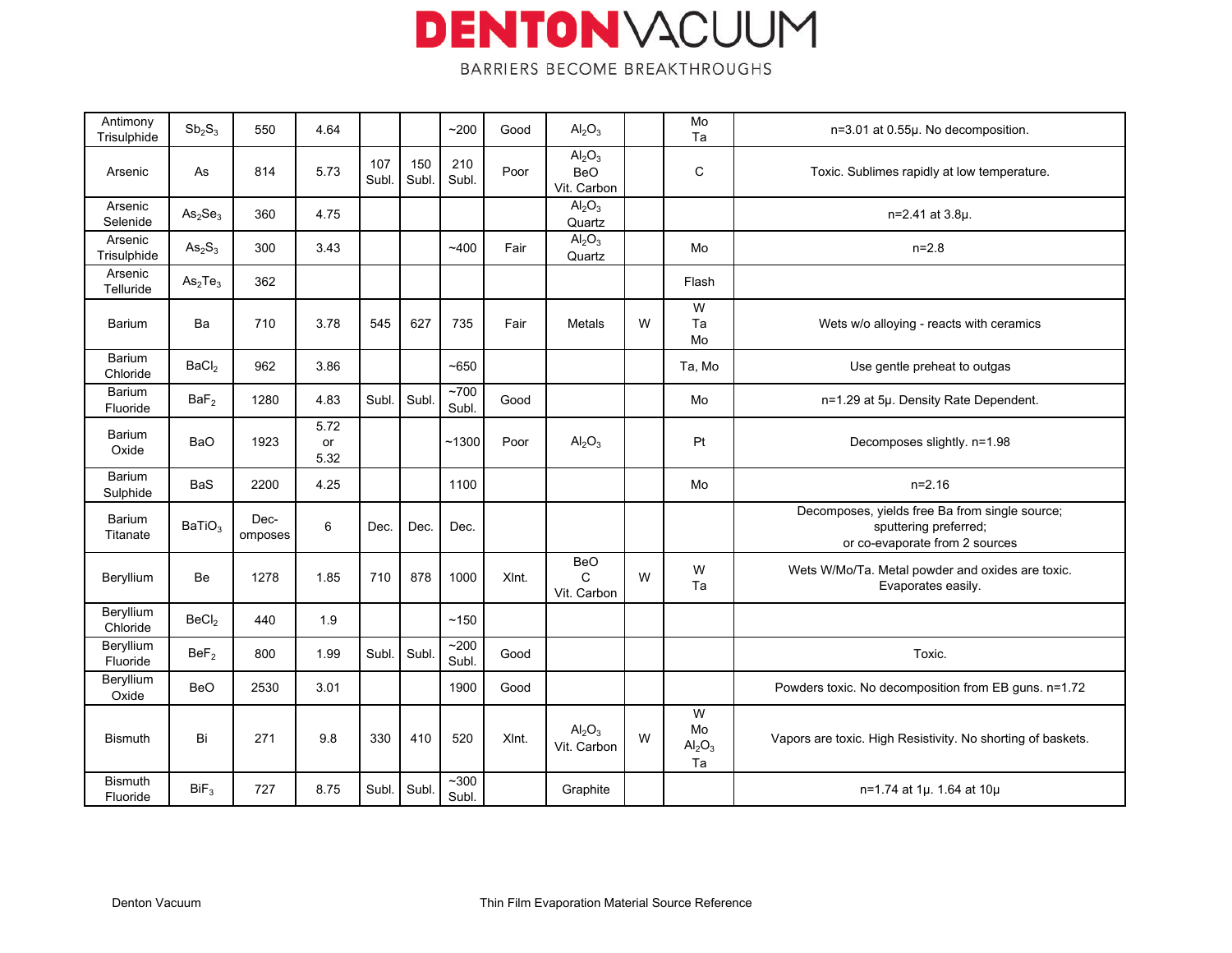| Antimony Trisulphide | $Sb_2S_3$ | 550 | 4.64 | | | ~200 | Good | $Al_2O_3$ | | Mo Ta | n=3.01 at 0.55μ. No decomposition. |
|---|---|---|---|---|---|---|---|---|---|---|---|
| Arsenic | As | 814 | 5.73 | 107 Subl. | 150 Subl. | 210 Subl. | Poor | $Al_2O_3$ BeO Vit. Carbon | | C | Toxic. Sublimes rapidly at low temperature. |
| Arsenic Selenide | $As_2Se_3$ | 360 | 4.75 | | | | | $Al_2O_3$ Quartz | | | n=2.41 at 3.8μ. |
| Arsenic Trisulphide | $As_2S_3$ | 300 | 3.43 | | | ~400 | Fair | $Al_2O_3$ Quartz | | Mo | n=2.8 |
| Arsenic Telluride | $As_2Te_3$ | 362 | | | | | | | | Flash | |
| Barium | Ba | 710 | 3.78 | 545 | 627 | 735 | Fair | Metals | W | W Ta Mo | Wets w/o alloying - reacts with ceramics |
| Barium Chloride | $BaCl_2$ | 962 | 3.86 | | | ~650 | | | | Ta, Mo | Use gentle preheat to outgas |
| Barium Fluoride | $BaF_2$ | 1280 | 4.83 | Subl. | Subl. | ~700 Subl. | Good | | | Mo | n=1.29 at 5μ. Density Rate Dependent. |
| Barium Oxide | BaO | 1923 | 5.72 or 5.32 | | | ~1300 | Poor | $Al_2O_3$ | | Pt | Decomposes slightly. n=1.98 |
| Barium Sulphide | BaS | 2200 | 4.25 | | | 1100 | | | | Mo | n=2.16 |
| Barium Titanate | $BaTiO_3$ | Dec-omposes | 6 | Dec. | Dec. | Dec. | | | | | Decomposes, yields free Ba from single source; sputtering preferred; or co-evaporate from 2 sources |
| Beryllium | Be | 1278 | 1.85 | 710 | 878 | 1000 | Xlnt. | BeO C Vit. Carbon | W | W Ta | Wets W/Mo/Ta. Metal powder and oxides are toxic. Evaporates easily. |
| Beryllium Chloride | $BeCl_2$ | 440 | 1.9 | | | ~150 | | | | | |
| Beryllium Fluoride | $BeF_2$ | 800 | 1.99 | Subl. | Subl. | ~200 Subl. | Good | | | | Toxic. |
| Beryllium Oxide | BeO | 2530 | 3.01 | | | 1900 | Good | | | | Powders toxic. No decomposition from EB guns. n=1.72 |
| Bismuth | Bi | 271 | 9.8 | 330 | 410 | 520 | Xlnt. | $Al_2O_3$ Vit. Carbon | W | W Mo $Al_2O_3$ Ta | Vapors are toxic. High Resistivity. No shorting of baskets. |
| Bismuth Fluoride | $BiF_3$ | 727 | 8.75 | Subl. | Subl. | ~300 Subl. | | Graphite | | | n=1.74 at 1μ. 1.64 at 10μ |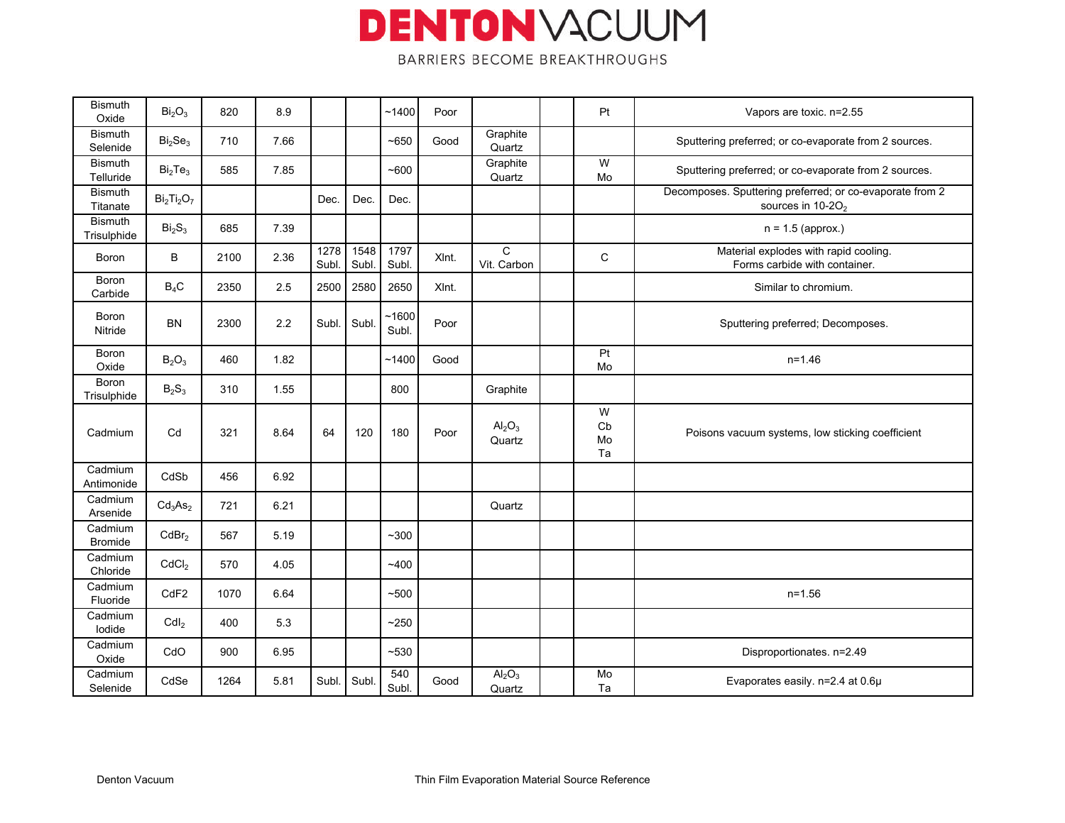| | | | | | | | | | | | |
|---|---|---|---|---|---|---|---|---|---|---|---|
| Bismuth Oxide | $Bi_2O_3$ | 820 | 8.9 | | | ~1400 | Poor | | | Pt | Vapors are toxic. n=2.55 |
| Bismuth Selenide | $Bi_2Se_3$ | 710 | 7.66 | | | ~650 | Good | Graphite Quartz | | | Sputtering preferred; or co-evaporate from 2 sources. |
| Bismuth Telluride | $Bi_2Te_3$ | 585 | 7.85 | | | ~600 | | Graphite Quartz | | W Mo | Sputtering preferred; or co-evaporate from 2 sources. |
| Bismuth Titanate | $Bi_2Ti_2O_7$ | | | Dec. | Dec. | Dec. | | | | | Decomposes. Sputtering preferred; or co-evaporate from 2 sources in 10-2$O_2$ |
| Bismuth Trisulphide | $Bi_2S_3$ | 685 | 7.39 | | | | | | | | n = 1.5 (approx.) |
| Boron | B | 2100 | 2.36 | 1278 Subl. | 1548 Subl. | 1797 Subl. | Xlnt. | C Vit. Carbon | | C | Material explodes with rapid cooling. Forms carbide with container. |
| Boron Carbide | $B_4C$ | 2350 | 2.5 | 2500 | 2580 | 2650 | Xlnt. | | | | Similar to chromium. |
| Boron Nitride | BN | 2300 | 2.2 | Subl. | Subl. | ~1600 Subl. | Poor | | | | Sputtering preferred; Decomposes. |
| Boron Oxide | $B_2O_3$ | 460 | 1.82 | | | ~1400 | Good | | | Pt Mo | n=1.46 |
| Boron Trisulphide | $B_2S_3$ | 310 | 1.55 | | | 800 | | Graphite | | | |
| Cadmium | Cd | 321 | 8.64 | 64 | 120 | 180 | Poor | $Al_2O_3$ Quartz | | W Cb Mo Ta | Poisons vacuum systems, low sticking coefficient |
| Cadmium Antimonide | CdSb | 456 | 6.92 | | | | | | | | |
| Cadmium Arsenide | $Cd_3As_2$ | 721 | 6.21 | | | | | Quartz | | | |
| Cadmium Bromide | $CdBr_2$ | 567 | 5.19 | | | ~300 | | | | | |
| Cadmium Chloride | $CdCl_2$ | 570 | 4.05 | | | ~400 | | | | | |
| Cadmium Fluoride | CdF2 | 1070 | 6.64 | | | ~500 | | | | | n=1.56 |
| Cadmium Iodide | $CdI_2$ | 400 | 5.3 | | | ~250 | | | | | |
| Cadmium Oxide | CdO | 900 | 6.95 | | | ~530 | | | | | Disproportionates. n=2.49 |
| Cadmium Selenide | CdSe | 1264 | 5.81 | Subl. | Subl. | 540 Subl. | Good | $Al_2O_3$ Quartz | | Mo Ta | Evaporates easily. n=2.4 at 0.6μ |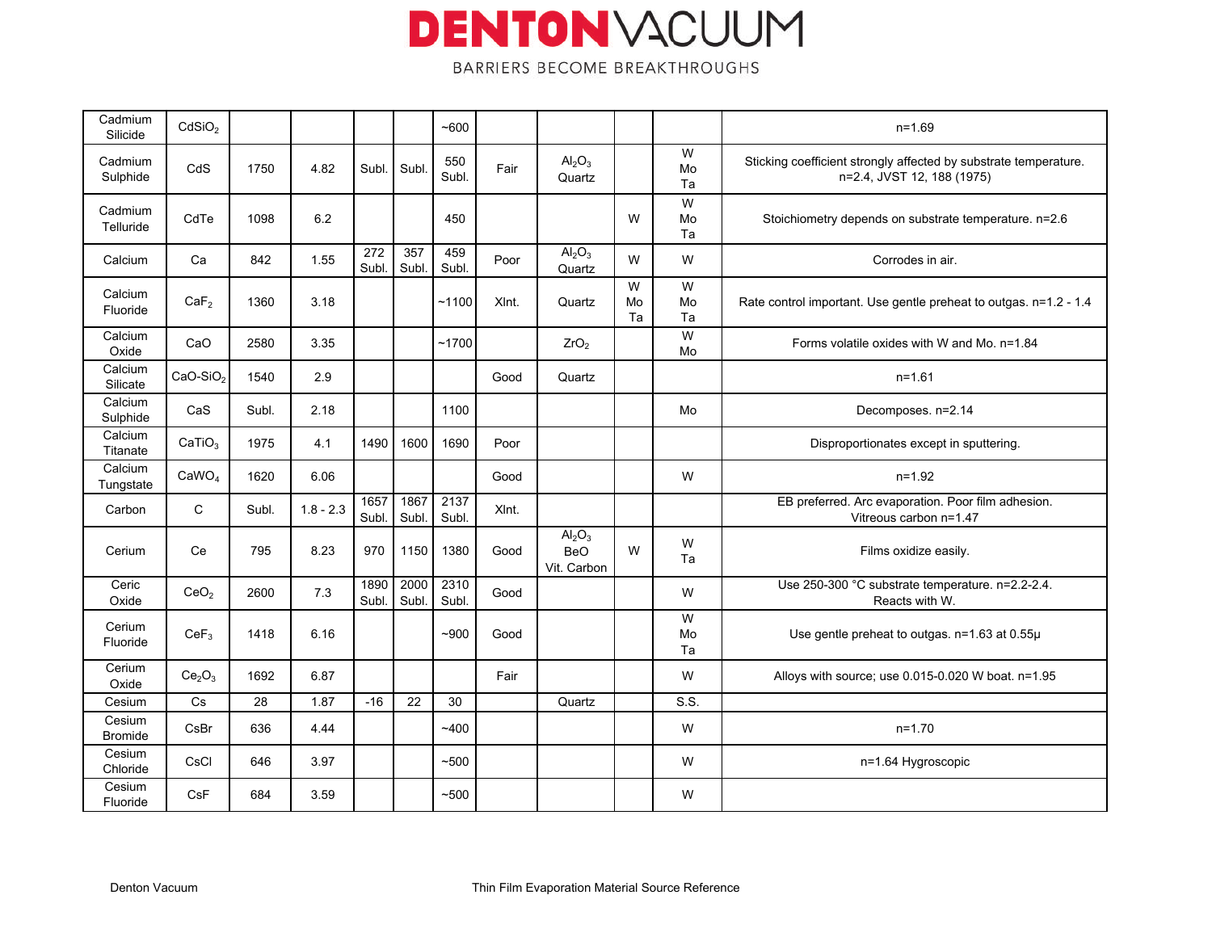| | | | | | | | | | | | |
|---|---|---|---|---|---|---|---|---|---|---|---|
| Cadmium Silicide | $CdSiO_2$ | | | | | ~600 | | | | | n=1.69 |
| Cadmium Sulphide | CdS | 1750 | 4.82 | Subl. | Subl. | 550 Subl. | Fair | $Al_2O_3$ Quartz | | W Mo Ta | Sticking coefficient strongly affected by substrate temperature. n=2.4, JVST 12, 188 (1975) |
| Cadmium Telluride | CdTe | 1098 | 6.2 | | | 450 | | | W | W Mo Ta | Stoichiometry depends on substrate temperature. n=2.6 |
| Calcium | Ca | 842 | 1.55 | 272 Subl. | 357 Subl. | 459 Subl. | Poor | $Al_2O_3$ Quartz | W | W | Corrodes in air. |
| Calcium Fluoride | $CaF_2$ | 1360 | 3.18 | | | ~1100 | Xlnt. | Quartz | W Mo Ta | W Mo Ta | Rate control important. Use gentle preheat to outgas. n=1.2 - 1.4 |
| Calcium Oxide | CaO | 2580 | 3.35 | | | ~1700 | | $ZrO_2$ | | W Mo | Forms volatile oxides with W and Mo. n=1.84 |
| Calcium Silicate | $CaO\text{-}SiO_2$ | 1540 | 2.9 | | | | Good | Quartz | | | n=1.61 |
| Calcium Sulphide | CaS | Subl. | 2.18 | | | 1100 | | | | Mo | Decomposes. n=2.14 |
| Calcium Titanate | $CaTiO_3$ | 1975 | 4.1 | 1490 | 1600 | 1690 | Poor | | | | Disproportionates except in sputtering. |
| Calcium Tungstate | $CaWO_4$ | 1620 | 6.06 | | | | Good | | | W | n=1.92 |
| Carbon | C | Subl. | 1.8 - 2.3 | 1657 Subl. | 1867 Subl. | 2137 Subl. | Xlnt. | | | | EB preferred. Arc evaporation. Poor film adhesion. Vitreous carbon n=1.47 |
| Cerium | Ce | 795 | 8.23 | 970 | 1150 | 1380 | Good | $Al_2O_3$ BeO Vit. Carbon | W | W Ta | Films oxidize easily. |
| Ceric Oxide | $CeO_2$ | 2600 | 7.3 | 1890 Subl. | 2000 Subl. | 2310 Subl. | Good | | | W | Use 250-300 °C substrate temperature. n=2.2-2.4. Reacts with W. |
| Cerium Fluoride | $CeF_3$ | 1418 | 6.16 | | | ~900 | Good | | | W Mo Ta | Use gentle preheat to outgas. n=1.63 at 0.55μ |
| Cerium Oxide | $Ce_2O_3$ | 1692 | 6.87 | | | | Fair | | | W | Alloys with source; use 0.015-0.020 W boat. n=1.95 |
| Cesium | Cs | 28 | 1.87 | -16 | 22 | 30 | | Quartz | | S.S. | |
| Cesium Bromide | CsBr | 636 | 4.44 | | | ~400 | | | | W | n=1.70 |
| Cesium Chloride | CsCl | 646 | 3.97 | | | ~500 | | | | W | n=1.64 Hygroscopic |
| Cesium Fluoride | CsF | 684 | 3.59 | | | ~500 | | | | W | |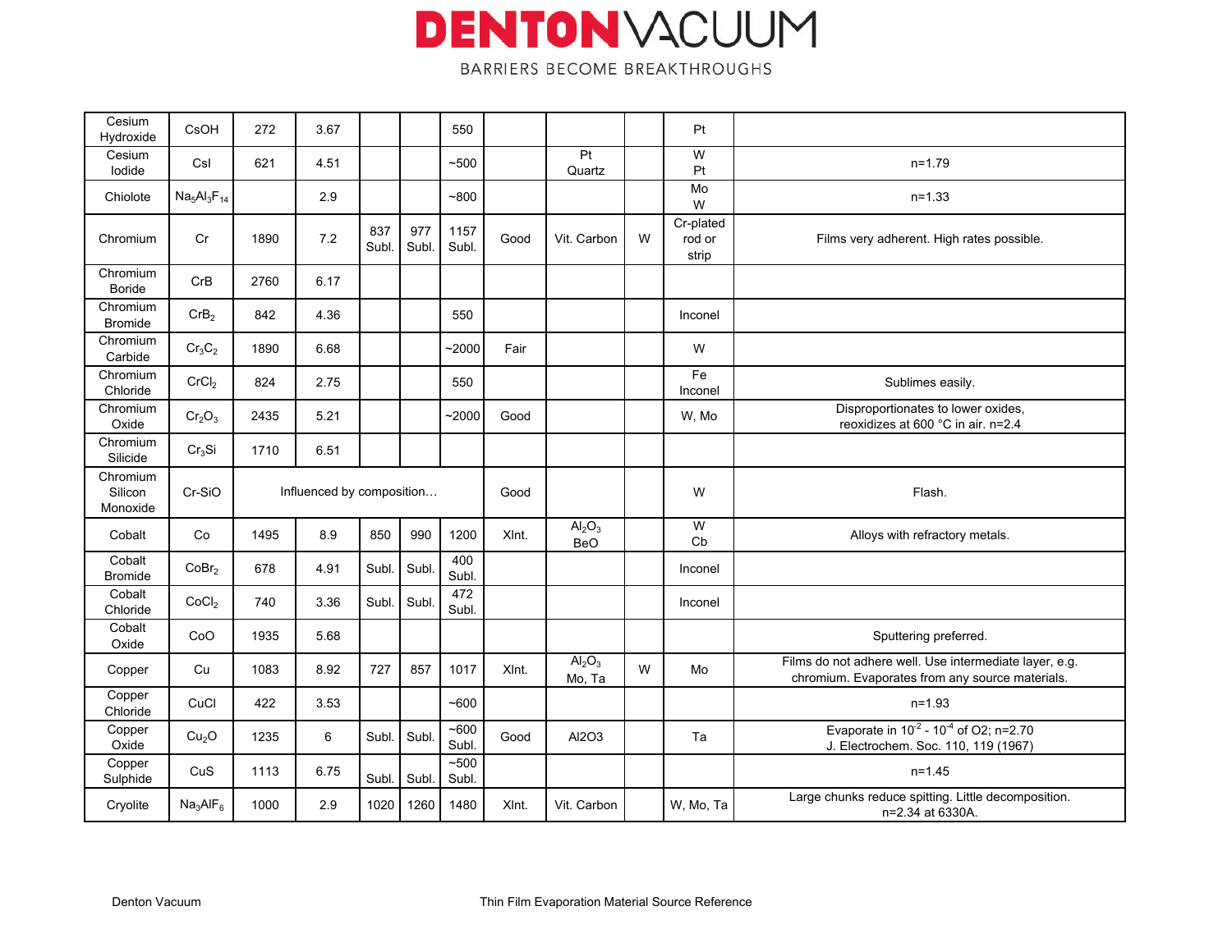| Cesium Hydroxide | CsOH | 272 | 3.67 | | | 550 | | | | Pt | |
|---|---|---|---|---|---|---|---|---|---|---|---|
| Cesium Iodide | CsI | 621 | 4.51 | | | ~500 | | Pt Quartz | | W Pt | n=1.79 |
| Chiolote | $Na_5Al_3F_{14}$ | | 2.9 | | | ~800 | | | | Mo W | n=1.33 |
| Chromium | Cr | 1890 | 7.2 | 837 Subl. | 977 Subl. | 1157 Subl. | Good | Vit. Carbon | W | Cr-plated rod or strip | Films very adherent. High rates possible. |
| Chromium Boride | CrB | 2760 | 6.17 | | | | | | | | |
| Chromium Bromide | $CrB_2$ | 842 | 4.36 | | | 550 | | | | Inconel | |
| Chromium Carbide | $Cr_3C_2$ | 1890 | 6.68 | | | ~2000 | Fair | | | W | |
| Chromium Chloride | $CrCl_2$ | 824 | 2.75 | | | 550 | | | | Fe Inconel | Sublimes easily. |
| Chromium Oxide | $Cr_2O_3$ | 2435 | 5.21 | | | ~2000 | Good | | | W, Mo | Disproportionates to lower oxides, reoxidizes at 600 °C in air. n=2.4 |
| Chromium Silicide | $Cr_3Si$ | 1710 | 6.51 | | | | | | | | |
| Chromium Silicon Monoxide | Cr-SiO | Influenced by composition… | | | | | Good | | | W | Flash. |
| Cobalt | Co | 1495 | 8.9 | 850 | 990 | 1200 | Xlnt. | $Al_2O_3$ BeO | | W Cb | Alloys with refractory metals. |
| Cobalt Bromide | $CoBr_2$ | 678 | 4.91 | Subl. | Subl. | 400 Subl. | | | | Inconel | |
| Cobalt Chloride | $CoCl_2$ | 740 | 3.36 | Subl. | Subl. | 472 Subl. | | | | Inconel | |
| Cobalt Oxide | CoO | 1935 | 5.68 | | | | | | | | Sputtering preferred. |
| Copper | Cu | 1083 | 8.92 | 727 | 857 | 1017 | Xlnt. | $Al_2O_3$ Mo, Ta | W | Mo | Films do not adhere well. Use intermediate layer, e.g. chromium. Evaporates from any source materials. |
| Copper Chloride | CuCl | 422 | 3.53 | | | ~600 | | | | | n=1.93 |
| Copper Oxide | $Cu_2O$ | 1235 | 6 | Subl. | Subl. | ~600 Subl. | Good | Al2O3 | | Ta | Evaporate in $10^{-2}$ - $10^{-4}$ of O2; n=2.70 J. Electrochem. Soc. 110, 119 (1967) |
| Copper Sulphide | CuS | 1113 | 6.75 | Subl. | Subl. | ~500 Subl. | | | | | n=1.45 |
| Cryolite | $Na_3AlF_6$ | 1000 | 2.9 | 1020 | 1260 | 1480 | Xlnt. | Vit. Carbon | | W, Mo, Ta | Large chunks reduce spitting. Little decomposition. n=2.34 at 6330A. |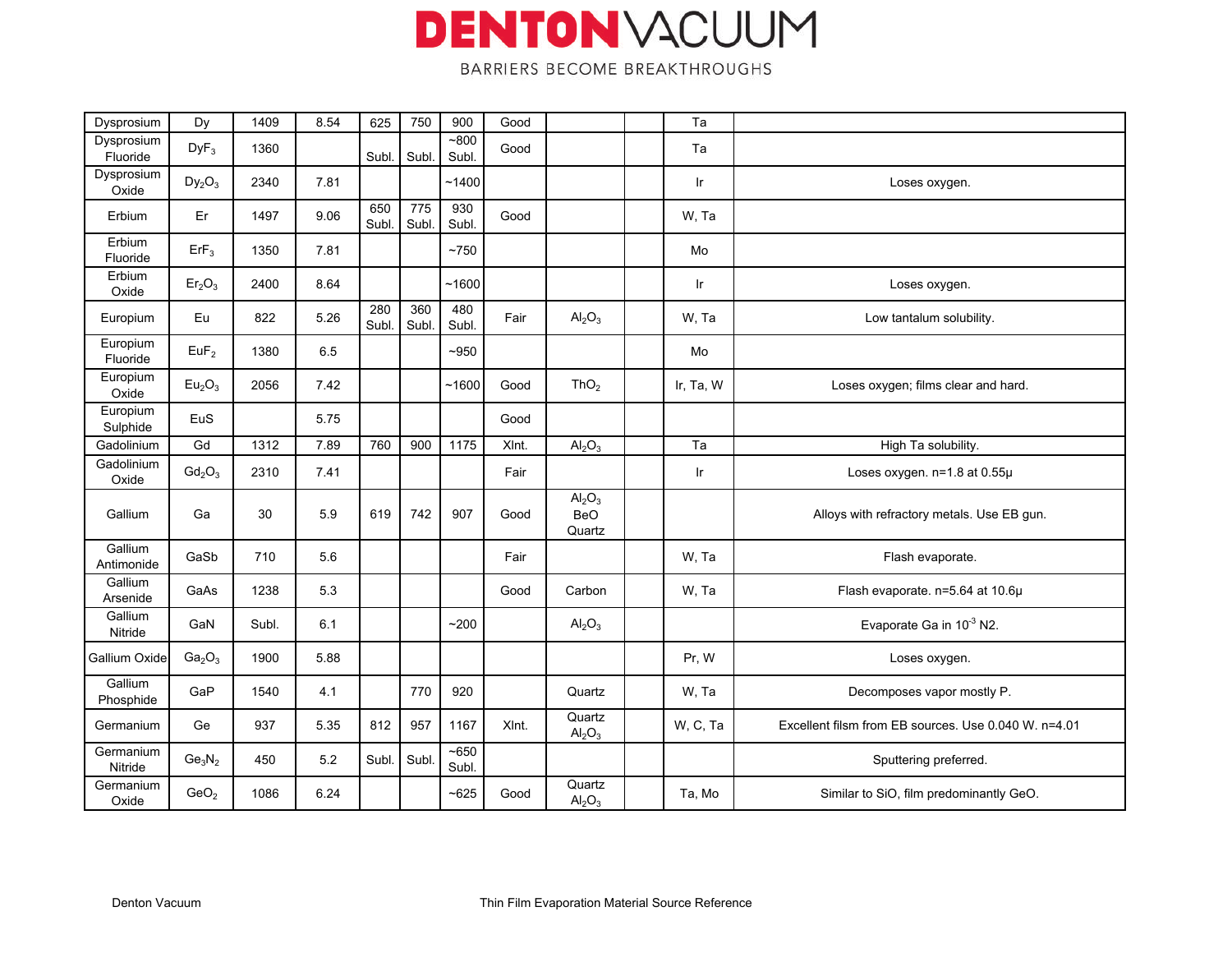| Dysprosium | Dy | 1409 | 8.54 | 625 | 750 | 900 | Good | | | Ta | |
|---|---|---|---|---|---|---|---|---|---|---|---|
| Dysprosium Fluoride | $DyF_3$ | 1360 | | Subl. | Subl. | ~800 Subl. | Good | | | Ta | |
| Dysprosium Oxide | $Dy_2O_3$ | 2340 | 7.81 | | | ~1400 | | | | Ir | Loses oxygen. |
| Erbium | Er | 1497 | 9.06 | 650 Subl. | 775 Subl. | 930 Subl. | Good | | | W, Ta | |
| Erbium Fluoride | $ErF_3$ | 1350 | 7.81 | | | ~750 | | | | Mo | |
| Erbium Oxide | $Er_2O_3$ | 2400 | 8.64 | | | ~1600 | | | | Ir | Loses oxygen. |
| Europium | Eu | 822 | 5.26 | 280 Subl. | 360 Subl. | 480 Subl. | Fair | $Al_2O_3$ | | W, Ta | Low tantalum solubility. |
| Europium Fluoride | $EuF_2$ | 1380 | 6.5 | | | ~950 | | | | Mo | |
| Europium Oxide | $Eu_2O_3$ | 2056 | 7.42 | | | ~1600 | Good | $ThO_2$ | | Ir, Ta, W | Loses oxygen; films clear and hard. |
| Europium Sulphide | EuS | | 5.75 | | | | Good | | | | |
| Gadolinium | Gd | 1312 | 7.89 | 760 | 900 | 1175 | Xlnt. | $Al_2O_3$ | | Ta | High Ta solubility. |
| Gadolinium Oxide | $Gd_2O_3$ | 2310 | 7.41 | | | | Fair | | | Ir | Loses oxygen. n=1.8 at 0.55μ |
| Gallium | Ga | 30 | 5.9 | 619 | 742 | 907 | Good | $Al_2O_3$ BeO Quartz | | | Alloys with refractory metals. Use EB gun. |
| Gallium Antimonide | GaSb | 710 | 5.6 | | | | Fair | | | W, Ta | Flash evaporate. |
| Gallium Arsenide | GaAs | 1238 | 5.3 | | | | Good | Carbon | | W, Ta | Flash evaporate. n=5.64 at 10.6μ |
| Gallium Nitride | GaN | Subl. | 6.1 | | | ~200 | | $Al_2O_3$ | | | Evaporate Ga in $10^{-3}$ N2. |
| Gallium Oxide | $Ga_2O_3$ | 1900 | 5.88 | | | | | | | Pr, W | Loses oxygen. |
| Gallium Phosphide | GaP | 1540 | 4.1 | | 770 | 920 | | Quartz | | W, Ta | Decomposes vapor mostly P. |
| Germanium | Ge | 937 | 5.35 | 812 | 957 | 1167 | Xlnt. | Quartz $Al_2O_3$ | | W, C, Ta | Excellent filsm from EB sources. Use 0.040 W. n=4.01 |
| Germanium Nitride | $Ge_3N_2$ | 450 | 5.2 | Subl. | Subl. | ~650 Subl. | | | | | Sputtering preferred. |
| Germanium Oxide | $GeO_2$ | 1086 | 6.24 | | | ~625 | Good | Quartz $Al_2O_3$ | | Ta, Mo | Similar to SiO, film predominantly GeO. |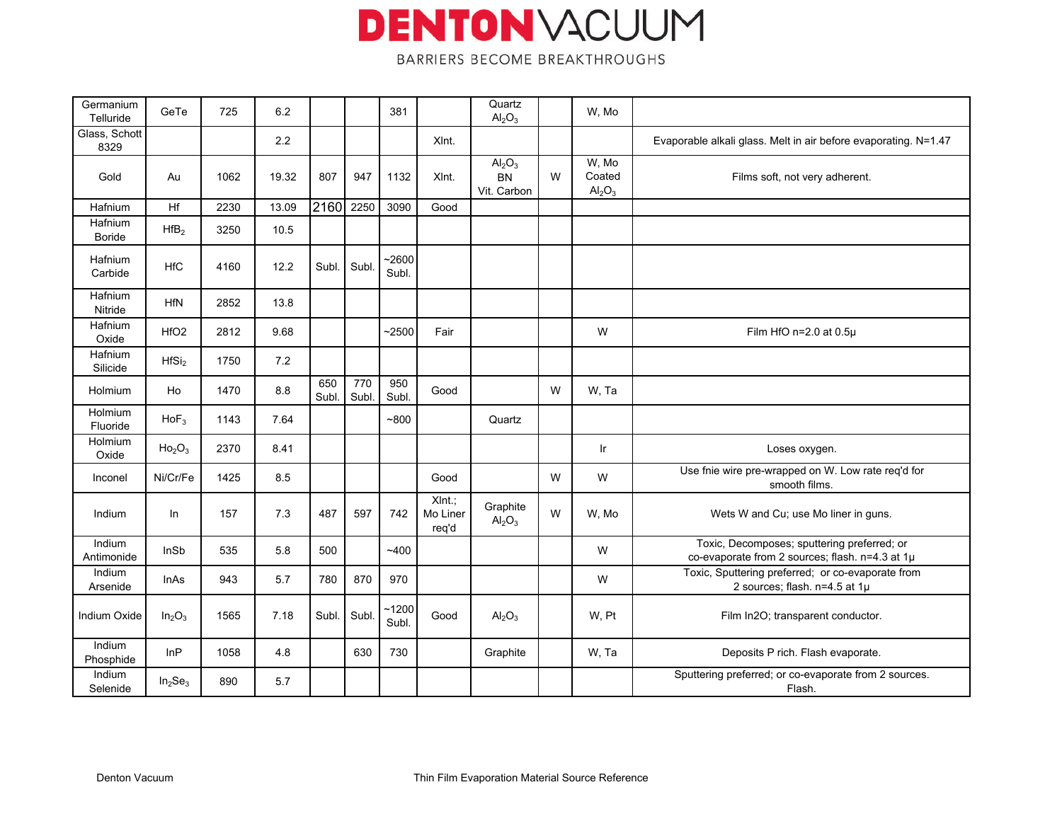| | | | | | | | | | | | |
|---|---|---|---|---|---|---|---|---|---|---|---|
| Germanium Telluride | GeTe | 725 | 6.2 | | | 381 | | Quartz $Al_2O_3$ | | W, Mo | |
| Glass, Schott 8329 | | | 2.2 | | | | Xlnt. | | | | Evaporable alkali glass. Melt in air before evaporating. N=1.47 |
| Gold | Au | 1062 | 19.32 | 807 | 947 | 1132 | Xlnt. | $Al_2O_3$ BN Vit. Carbon | W | W, Mo Coated $Al_2O_3$ | Films soft, not very adherent. |
| Hafnium | Hf | 2230 | 13.09 | 2160 | 2250 | 3090 | Good | | | | |
| Hafnium Boride | $HfB_2$ | 3250 | 10.5 | | | | | | | | |
| Hafnium Carbide | HfC | 4160 | 12.2 | Subl. | Subl. | ~2600 Subl. | | | | | |
| Hafnium Nitride | HfN | 2852 | 13.8 | | | | | | | | |
| Hafnium Oxide | HfO2 | 2812 | 9.68 | | | ~2500 | Fair | | | W | Film HfO n=2.0 at 0.5µ |
| Hafnium Silicide | $HfSi_2$ | 1750 | 7.2 | | | | | | | | |
| Holmium | Ho | 1470 | 8.8 | 650 Subl. | 770 Subl. | 950 Subl. | Good | | W | W, Ta | |
| Holmium Fluoride | $HoF_3$ | 1143 | 7.64 | | | ~800 | | Quartz | | | |
| Holmium Oxide | $Ho_2O_3$ | 2370 | 8.41 | | | | | | | Ir | Loses oxygen. |
| Inconel | Ni/Cr/Fe | 1425 | 8.5 | | | | Good | | W | W | Use fnie wire pre-wrapped on W. Low rate req'd for smooth films. |
| Indium | In | 157 | 7.3 | 487 | 597 | 742 | Xlnt.; Mo Liner req'd | Graphite $Al_2O_3$ | W | W, Mo | Wets W and Cu; use Mo liner in guns. |
| Indium Antimonide | InSb | 535 | 5.8 | 500 | | ~400 | | | | W | Toxic, Decomposes; sputtering preferred; or co-evaporate from 2 sources; flash. n=4.3 at 1µ |
| Indium Arsenide | InAs | 943 | 5.7 | 780 | 870 | 970 | | | | W | Toxic, Sputtering preferred; or co-evaporate from 2 sources; flash. n=4.5 at 1µ |
| Indium Oxide | $In_2O_3$ | 1565 | 7.18 | Subl. | Subl. | ~1200 Subl. | Good | $Al_2O_3$ | | W, Pt | Film In2O; transparent conductor. |
| Indium Phosphide | InP | 1058 | 4.8 | | 630 | 730 | | Graphite | | W, Ta | Deposits P rich. Flash evaporate. |
| Indium Selenide | $In_2Se_3$ | 890 | 5.7 | | | | | | | | Sputtering preferred; or co-evaporate from 2 sources. Flash. |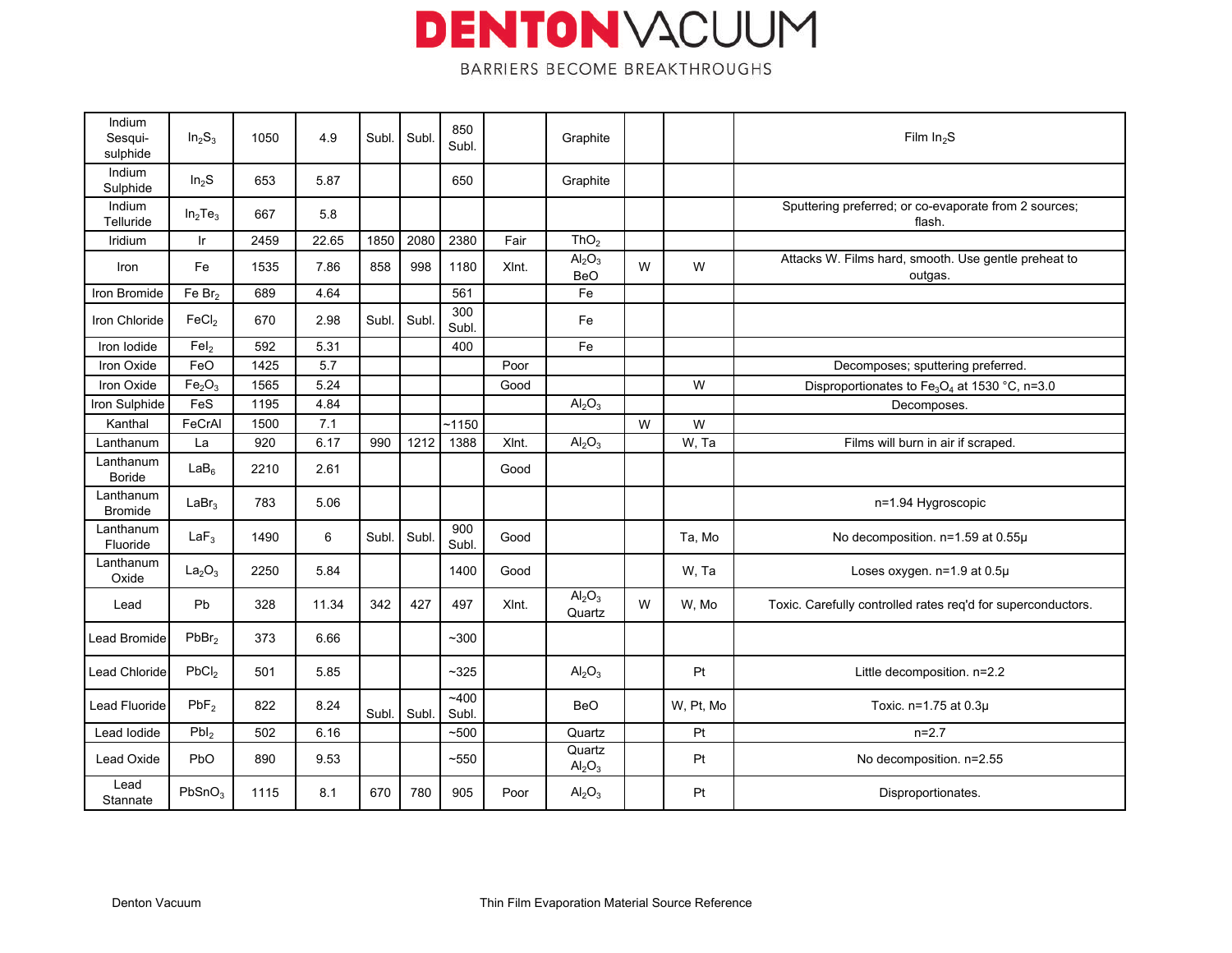| | | | | | | | | | | | |
|---|---|---|---|---|---|---|---|---|---|---|---|
| Indium Sesqui-sulphide | $In_2S_3$ | 1050 | 4.9 | Subl. | Subl. | 850 Subl. | | Graphite | | | Film $In_2S$ |
| Indium Sulphide | $In_2S$ | 653 | 5.87 | | | 650 | | Graphite | | | |
| Indium Telluride | $In_2Te_3$ | 667 | 5.8 | | | | | | | | Sputtering preferred; or co-evaporate from 2 sources; flash. |
| Iridium | Ir | 2459 | 22.65 | 1850 | 2080 | 2380 | Fair | $ThO_2$ | | | |
| Iron | Fe | 1535 | 7.86 | 858 | 998 | 1180 | Xlnt. | $Al_2O_3$ BeO | W | W | Attacks W. Films hard, smooth. Use gentle preheat to outgas. |
| Iron Bromide | Fe $Br_2$ | 689 | 4.64 | | | 561 | | Fe | | | |
| Iron Chloride | $FeCl_2$ | 670 | 2.98 | Subl. | Subl. | 300 Subl. | | Fe | | | |
| Iron Iodide | $FeI_2$ | 592 | 5.31 | | | 400 | | Fe | | | |
| Iron Oxide | FeO | 1425 | 5.7 | | | | Poor | | | | Decomposes; sputtering preferred. |
| Iron Oxide | $Fe_2O_3$ | 1565 | 5.24 | | | | Good | | | W | Disproportionates to $Fe_3O_4$ at 1530 °C, n=3.0 |
| Iron Sulphide | FeS | 1195 | 4.84 | | | | | $Al_2O_3$ | | | Decomposes. |
| Kanthal | FeCrAl | 1500 | 7.1 | | | ~1150 | | | W | W | |
| Lanthanum | La | 920 | 6.17 | 990 | 1212 | 1388 | Xlnt. | $Al_2O_3$ | | W, Ta | Films will burn in air if scraped. |
| Lanthanum Boride | $LaB_6$ | 2210 | 2.61 | | | | Good | | | | |
| Lanthanum Bromide | $LaBr_3$ | 783 | 5.06 | | | | | | | | n=1.94 Hygroscopic |
| Lanthanum Fluoride | $LaF_3$ | 1490 | 6 | Subl. | Subl. | 900 Subl. | Good | | | Ta, Mo | No decomposition. n=1.59 at 0.55μ |
| Lanthanum Oxide | $La_2O_3$ | 2250 | 5.84 | | | 1400 | Good | | | W, Ta | Loses oxygen. n=1.9 at 0.5μ |
| Lead | Pb | 328 | 11.34 | 342 | 427 | 497 | Xlnt. | $Al_2O_3$ Quartz | W | W, Mo | Toxic. Carefully controlled rates req'd for superconductors. |
| Lead Bromide | $PbBr_2$ | 373 | 6.66 | | | ~300 | | | | | |
| Lead Chloride | $PbCl_2$ | 501 | 5.85 | | | ~325 | | $Al_2O_3$ | | Pt | Little decomposition. n=2.2 |
| Lead Fluoride | $PbF_2$ | 822 | 8.24 | Subl. | Subl. | ~400 Subl. | | BeO | | W, Pt, Mo | Toxic. n=1.75 at 0.3μ |
| Lead Iodide | $PbI_2$ | 502 | 6.16 | | | ~500 | | Quartz | | Pt | n=2.7 |
| Lead Oxide | PbO | 890 | 9.53 | | | ~550 | | Quartz $Al_2O_3$ | | Pt | No decomposition. n=2.55 |
| Lead Stannate | $PbSnO_3$ | 1115 | 8.1 | 670 | 780 | 905 | Poor | $Al_2O_3$ | | Pt | Disproportionates. |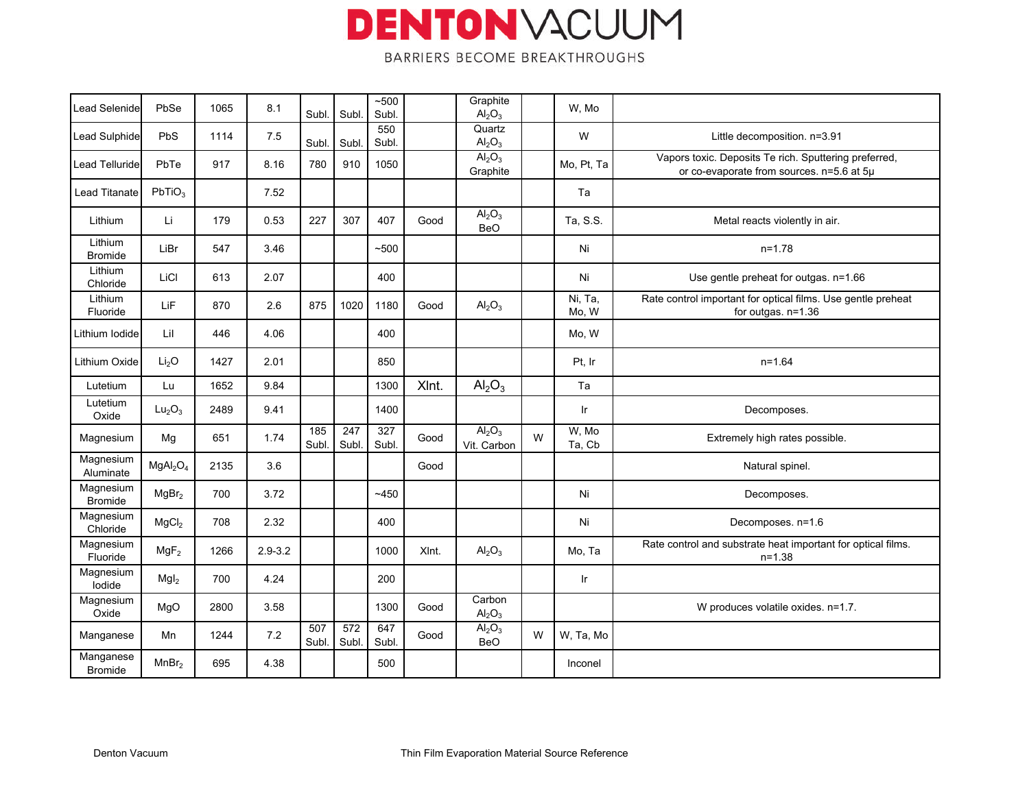| Lead Selenide | PbSe | 1065 | 8.1 | Subl. | Subl. | ~500 Subl. | | Graphite $Al_2O_3$ | | W, Mo | |
|---|---|---|---|---|---|---|---|---|---|---|---|
| Lead Sulphide | PbS | 1114 | 7.5 | Subl. | Subl. | 550 Subl. | | Quartz $Al_2O_3$ | | W | Little decomposition. n=3.91 |
| Lead Telluride | PbTe | 917 | 8.16 | 780 | 910 | 1050 | | $Al_2O_3$ Graphite | | Mo, Pt, Ta | Vapors toxic. Deposits Te rich. Sputtering preferred, or co-evaporate from sources. n=5.6 at 5µ |
| Lead Titanate | $PbTiO_3$ | | 7.52 | | | | | | | Ta | |
| Lithium | Li | 179 | 0.53 | 227 | 307 | 407 | Good | $Al_2O_3$ BeO | | Ta, S.S. | Metal reacts violently in air. |
| Lithium Bromide | LiBr | 547 | 3.46 | | | ~500 | | | | Ni | n=1.78 |
| Lithium Chloride | LiCl | 613 | 2.07 | | | 400 | | | | Ni | Use gentle preheat for outgas. n=1.66 |
| Lithium Fluoride | LiF | 870 | 2.6 | 875 | 1020 | 1180 | Good | $Al_2O_3$ | | Ni, Ta, Mo, W | Rate control important for optical films. Use gentle preheat for outgas. n=1.36 |
| Lithium Iodide | LiI | 446 | 4.06 | | | 400 | | | | Mo, W | |
| Lithium Oxide | $Li_2O$ | 1427 | 2.01 | | | 850 | | | | Pt, Ir | n=1.64 |
| Lutetium | Lu | 1652 | 9.84 | | | 1300 | Xlnt. | $Al_2O_3$ | | Ta | |
| Lutetium Oxide | $Lu_2O_3$ | 2489 | 9.41 | | | 1400 | | | | Ir | Decomposes. |
| Magnesium | Mg | 651 | 1.74 | 185 Subl. | 247 Subl. | 327 Subl. | Good | $Al_2O_3$ Vit. Carbon | W | W, Mo Ta, Cb | Extremely high rates possible. |
| Magnesium Aluminate | $MgAl_2O_4$ | 2135 | 3.6 | | | | Good | | | | Natural spinel. |
| Magnesium Bromide | $MgBr_2$ | 700 | 3.72 | | | ~450 | | | | Ni | Decomposes. |
| Magnesium Chloride | $MgCl_2$ | 708 | 2.32 | | | 400 | | | | Ni | Decomposes. n=1.6 |
| Magnesium Fluoride | $MgF_2$ | 1266 | 2.9-3.2 | | | 1000 | Xlnt. | $Al_2O_3$ | | Mo, Ta | Rate control and substrate heat important for optical films. n=1.38 |
| Magnesium Iodide | $MgI_2$ | 700 | 4.24 | | | 200 | | | | Ir | |
| Magnesium Oxide | MgO | 2800 | 3.58 | | | 1300 | Good | Carbon $Al_2O_3$ | | | W produces volatile oxides. n=1.7. |
| Manganese | Mn | 1244 | 7.2 | 507 Subl. | 572 Subl. | 647 Subl. | Good | $Al_2O_3$ BeO | W | W, Ta, Mo | |
| Manganese Bromide | $MnBr_2$ | 695 | 4.38 | | | 500 | | | | Inconel | |

Denton Vacuum — Thin Film Evaporation Material Source Reference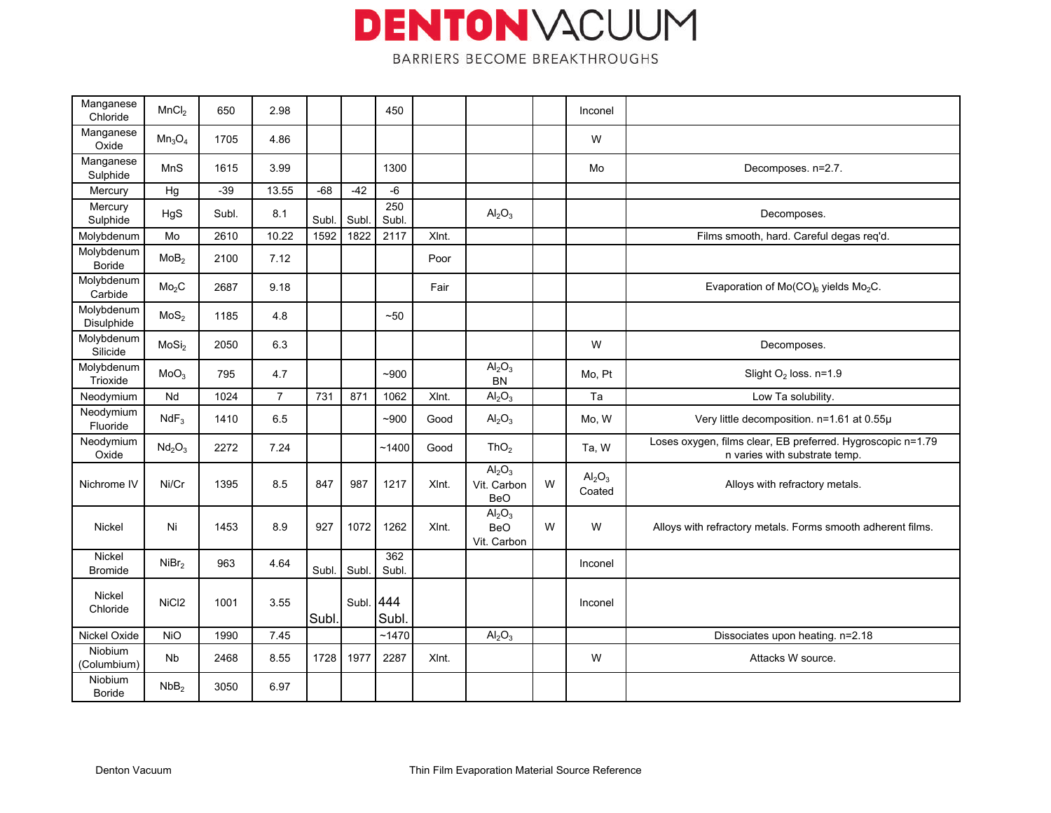| Manganese Chloride | $MnCl_2$ | 650 | 2.98 | | | 450 | | | | Inconel | |
|---|---|---|---|---|---|---|---|---|---|---|---|
| Manganese Oxide | $Mn_3O_4$ | 1705 | 4.86 | | | | | | | W | |
| Manganese Sulphide | MnS | 1615 | 3.99 | | | 1300 | | | | Mo | Decomposes. n=2.7. |
| Mercury | Hg | -39 | 13.55 | -68 | -42 | -6 | | | | | |
| Mercury Sulphide | HgS | Subl. | 8.1 | Subl. | Subl. | 250 Subl. | | $Al_2O_3$ | | | Decomposes. |
| Molybdenum | Mo | 2610 | 10.22 | 1592 | 1822 | 2117 | Xlnt. | | | | Films smooth, hard. Careful degas req'd. |
| Molybdenum Boride | $MoB_2$ | 2100 | 7.12 | | | | Poor | | | | |
| Molybdenum Carbide | $Mo_2C$ | 2687 | 9.18 | | | | Fair | | | | Evaporation of $Mo(CO)_6$ yields $Mo_2C$. |
| Molybdenum Disulphide | $MoS_2$ | 1185 | 4.8 | | | ~50 | | | | | |
| Molybdenum Silicide | $MoSi_2$ | 2050 | 6.3 | | | | | | | W | Decomposes. |
| Molybdenum Trioxide | $MoO_3$ | 795 | 4.7 | | | ~900 | | $Al_2O_3$ BN | | Mo, Pt | Slight $O_2$ loss. n=1.9 |
| Neodymium | Nd | 1024 | 7 | 731 | 871 | 1062 | Xlnt. | $Al_2O_3$ | | Ta | Low Ta solubility. |
| Neodymium Fluoride | $NdF_3$ | 1410 | 6.5 | | | ~900 | Good | $Al_2O_3$ | | Mo, W | Very little decomposition. n=1.61 at 0.55μ |
| Neodymium Oxide | $Nd_2O_3$ | 2272 | 7.24 | | | ~1400 | Good | $ThO_2$ | | Ta, W | Loses oxygen, films clear, EB preferred. Hygroscopic n=1.79 n varies with substrate temp. |
| Nichrome IV | Ni/Cr | 1395 | 8.5 | 847 | 987 | 1217 | Xlnt. | $Al_2O_3$ Vit. Carbon BeO | W | $Al_2O_3$ Coated | Alloys with refractory metals. |
| Nickel | Ni | 1453 | 8.9 | 927 | 1072 | 1262 | Xlnt. | $Al_2O_3$ BeO Vit. Carbon | W | W | Alloys with refractory metals. Forms smooth adherent films. |
| Nickel Bromide | $NiBr_2$ | 963 | 4.64 | Subl. | Subl. | 362 Subl. | | | | Inconel | |
| Nickel Chloride | NiCl2 | 1001 | 3.55 | Subl. | Subl. | 444 Subl. | | | | Inconel | |
| Nickel Oxide | NiO | 1990 | 7.45 | | | ~1470 | | $Al_2O_3$ | | | Dissociates upon heating. n=2.18 |
| Niobium (Columbium) | Nb | 2468 | 8.55 | 1728 | 1977 | 2287 | Xlnt. | | | W | Attacks W source. |
| Niobium Boride | $NbB_2$ | 3050 | 6.97 | | | | | | | | |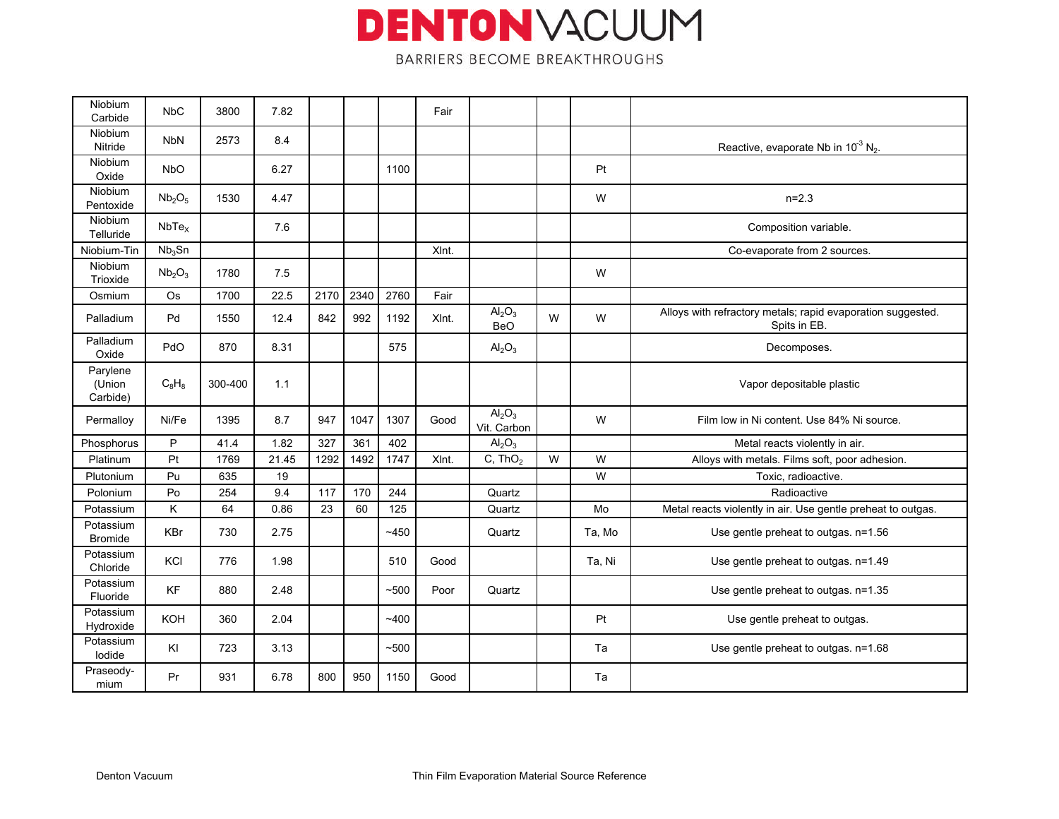| | | | | | | | | | | | |
|---|---|---|---|---|---|---|---|---|---|---|---|
| Niobium Carbide | NbC | 3800 | 7.82 | | | | Fair | | | | |
| Niobium Nitride | NbN | 2573 | 8.4 | | | | | | | | Reactive, evaporate Nb in $10^{-3}$ $N_2$. |
| Niobium Oxide | NbO | | 6.27 | | | 1100 | | | | Pt | |
| Niobium Pentoxide | $Nb_2O_5$ | 1530 | 4.47 | | | | | | | W | n=2.3 |
| Niobium Telluride | $NbTe_X$ | | 7.6 | | | | | | | | Composition variable. |
| Niobium-Tin | $Nb_3Sn$ | | | | | | Xlnt. | | | | Co-evaporate from 2 sources. |
| Niobium Trioxide | $Nb_2O_3$ | 1780 | 7.5 | | | | | | | W | |
| Osmium | Os | 1700 | 22.5 | 2170 | 2340 | 2760 | Fair | | | | |
| Palladium | Pd | 1550 | 12.4 | 842 | 992 | 1192 | Xlnt. | $Al_2O_3$ BeO | W | W | Alloys with refractory metals; rapid evaporation suggested. Spits in EB. |
| Palladium Oxide | PdO | 870 | 8.31 | | | 575 | | $Al_2O_3$ | | | Decomposes. |
| Parylene (Union Carbide) | $C_8H_8$ | 300-400 | 1.1 | | | | | | | | Vapor depositable plastic |
| Permalloy | Ni/Fe | 1395 | 8.7 | 947 | 1047 | 1307 | Good | $Al_2O_3$ Vit. Carbon | | W | Film low in Ni content. Use 84% Ni source. |
| Phosphorus | P | 41.4 | 1.82 | 327 | 361 | 402 | | $Al_2O_3$ | | | Metal reacts violently in air. |
| Platinum | Pt | 1769 | 21.45 | 1292 | 1492 | 1747 | Xlnt. | C, $ThO_2$ | W | W | Alloys with metals. Films soft, poor adhesion. |
| Plutonium | Pu | 635 | 19 | | | | | | | W | Toxic, radioactive. |
| Polonium | Po | 254 | 9.4 | 117 | 170 | 244 | | Quartz | | | Radioactive |
| Potassium | K | 64 | 0.86 | 23 | 60 | 125 | | Quartz | | Mo | Metal reacts violently in air. Use gentle preheat to outgas. |
| Potassium Bromide | KBr | 730 | 2.75 | | | ~450 | | Quartz | | Ta, Mo | Use gentle preheat to outgas. n=1.56 |
| Potassium Chloride | KCl | 776 | 1.98 | | | 510 | Good | | | Ta, Ni | Use gentle preheat to outgas. n=1.49 |
| Potassium Fluoride | KF | 880 | 2.48 | | | ~500 | Poor | Quartz | | | Use gentle preheat to outgas. n=1.35 |
| Potassium Hydroxide | KOH | 360 | 2.04 | | | ~400 | | | | Pt | Use gentle preheat to outgas. |
| Potassium Iodide | KI | 723 | 3.13 | | | ~500 | | | | Ta | Use gentle preheat to outgas. n=1.68 |
| Praseodymium | Pr | 931 | 6.78 | 800 | 950 | 1150 | Good | | | Ta | |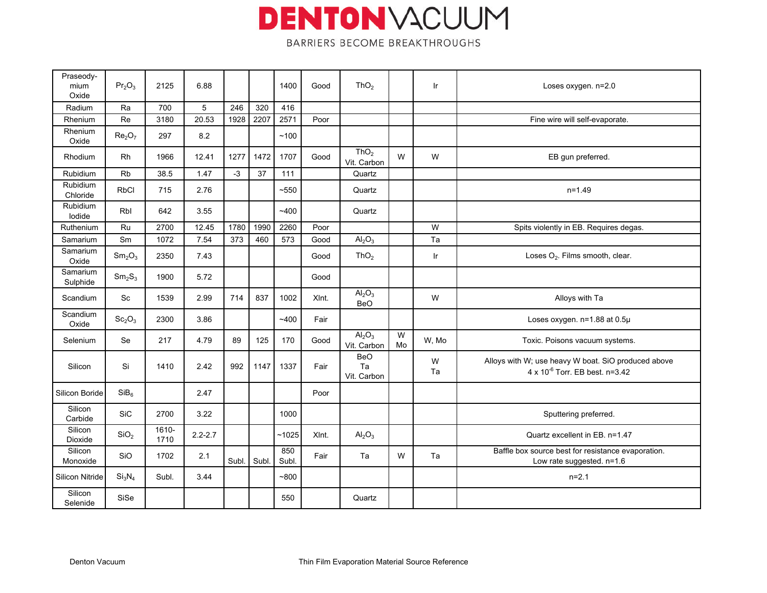| Praseodymium Oxide | $Pr_2O_3$ | 2125 | 6.88 | | | 1400 | Good | $ThO_2$ | | Ir | Loses oxygen. n=2.0 |
|---|---|---|---|---|---|---|---|---|---|---|---|
| Radium | Ra | 700 | 5 | 246 | 320 | 416 | | | | | |
| Rhenium | Re | 3180 | 20.53 | 1928 | 2207 | 2571 | Poor | | | | Fine wire will self-evaporate. |
| Rhenium Oxide | $Re_2O_7$ | 297 | 8.2 | | | ~100 | | | | | |
| Rhodium | Rh | 1966 | 12.41 | 1277 | 1472 | 1707 | Good | $ThO_2$ Vit. Carbon | W | W | EB gun preferred. |
| Rubidium | Rb | 38.5 | 1.47 | -3 | 37 | 111 | | Quartz | | | |
| Rubidium Chloride | RbCl | 715 | 2.76 | | | ~550 | | Quartz | | | n=1.49 |
| Rubidium Iodide | RbI | 642 | 3.55 | | | ~400 | | Quartz | | | |
| Ruthenium | Ru | 2700 | 12.45 | 1780 | 1990 | 2260 | Poor | | | W | Spits violently in EB. Requires degas. |
| Samarium | Sm | 1072 | 7.54 | 373 | 460 | 573 | Good | $Al_2O_3$ | | Ta | |
| Samarium Oxide | $Sm_2O_3$ | 2350 | 7.43 | | | | Good | $ThO_2$ | | Ir | Loses $O_2$. Films smooth, clear. |
| Samarium Sulphide | $Sm_2S_3$ | 1900 | 5.72 | | | | Good | | | | |
| Scandium | Sc | 1539 | 2.99 | 714 | 837 | 1002 | Xlnt. | $Al_2O_3$ BeO | | W | Alloys with Ta |
| Scandium Oxide | $Sc_2O_3$ | 2300 | 3.86 | | | ~400 | Fair | | | | Loses oxygen. n=1.88 at 0.5μ |
| Selenium | Se | 217 | 4.79 | 89 | 125 | 170 | Good | $Al_2O_3$ Vit. Carbon | W Mo | W, Mo | Toxic. Poisons vacuum systems. |
| Silicon | Si | 1410 | 2.42 | 992 | 1147 | 1337 | Fair | BeO Ta Vit. Carbon | | W Ta | Alloys with W; use heavy W boat. SiO produced above 4 x $10^{-6}$ Torr. EB best. n=3.42 |
| Silicon Boride | $SiB_6$ | | 2.47 | | | | Poor | | | | |
| Silicon Carbide | SiC | 2700 | 3.22 | | | 1000 | | | | | Sputtering preferred. |
| Silicon Dioxide | $SiO_2$ | 1610-1710 | 2.2-2.7 | | | ~1025 | Xlnt. | $Al_2O_3$ | | | Quartz excellent in EB. n=1.47 |
| Silicon Monoxide | SiO | 1702 | 2.1 | Subl. | Subl. | 850 Subl. | Fair | Ta | W | Ta | Baffle box source best for resistance evaporation. Low rate suggested. n=1.6 |
| Silicon Nitride | $Si_3N_4$ | Subl. | 3.44 | | | ~800 | | | | | n=2.1 |
| Silicon Selenide | SiSe | | | | | 550 | | Quartz | | | |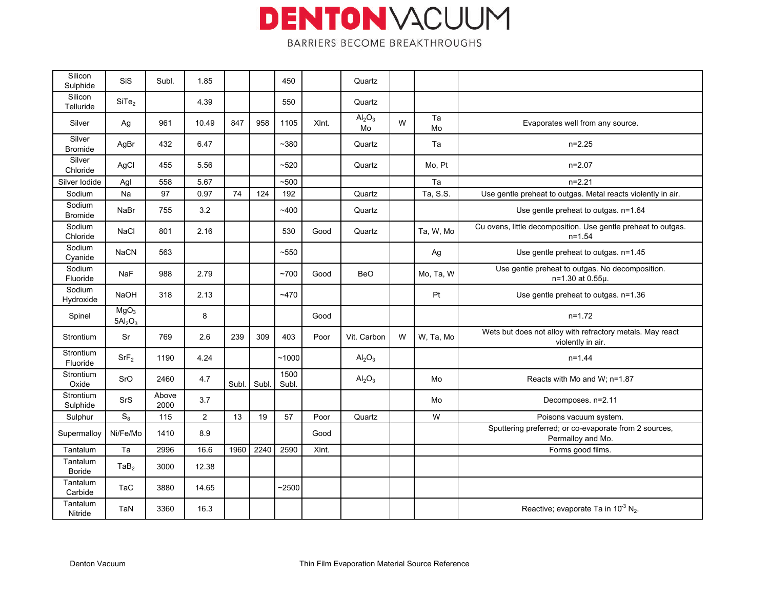| | | | | | | | | | | | |
|---|---|---|---|---|---|---|---|---|---|---|---|
| Silicon Sulphide | SiS | Subl. | 1.85 | | | 450 | | Quartz | | | |
| Silicon Telluride | $SiTe_2$ | | 4.39 | | | 550 | | Quartz | | | |
| Silver | Ag | 961 | 10.49 | 847 | 958 | 1105 | Xlnt. | $Al_2O_3$ Mo | W | Ta Mo | Evaporates well from any source. |
| Silver Bromide | AgBr | 432 | 6.47 | | | ~380 | | Quartz | | Ta | n=2.25 |
| Silver Chloride | AgCl | 455 | 5.56 | | | ~520 | | Quartz | | Mo, Pt | n=2.07 |
| Silver Iodide | AgI | 558 | 5.67 | | | ~500 | | | | Ta | n=2.21 |
| Sodium | Na | 97 | 0.97 | 74 | 124 | 192 | | Quartz | | Ta, S.S. | Use gentle preheat to outgas. Metal reacts violently in air. |
| Sodium Bromide | NaBr | 755 | 3.2 | | | ~400 | | Quartz | | | Use gentle preheat to outgas. n=1.64 |
| Sodium Chloride | NaCl | 801 | 2.16 | | | 530 | Good | Quartz | | Ta, W, Mo | Cu ovens, little decomposition. Use gentle preheat to outgas. n=1.54 |
| Sodium Cyanide | NaCN | 563 | | | | ~550 | | | | Ag | Use gentle preheat to outgas. n=1.45 |
| Sodium Fluoride | NaF | 988 | 2.79 | | | ~700 | Good | BeO | | Mo, Ta, W | Use gentle preheat to outgas. No decomposition. n=1.30 at 0.55µ. |
| Sodium Hydroxide | NaOH | 318 | 2.13 | | | ~470 | | | | Pt | Use gentle preheat to outgas. n=1.36 |
| Spinel | $MgO_3$ $5Al_2O_3$ | | 8 | | | | Good | | | | n=1.72 |
| Strontium | Sr | 769 | 2.6 | 239 | 309 | 403 | Poor | Vit. Carbon | W | W, Ta, Mo | Wets but does not alloy with refractory metals. May react violently in air. |
| Strontium Fluoride | $SrF_2$ | 1190 | 4.24 | | | ~1000 | | $Al_2O_3$ | | | n=1.44 |
| Strontium Oxide | SrO | 2460 | 4.7 | Subl. | Subl. | 1500 Subl. | | $Al_2O_3$ | | Mo | Reacts with Mo and W; n=1.87 |
| Strontium Sulphide | SrS | Above 2000 | 3.7 | | | | | | | Mo | Decomposes. n=2.11 |
| Sulphur | $S_8$ | 115 | 2 | 13 | 19 | 57 | Poor | Quartz | | W | Poisons vacuum system. |
| Supermalloy | Ni/Fe/Mo | 1410 | 8.9 | | | | Good | | | | Sputtering preferred; or co-evaporate from 2 sources, Permalloy and Mo. |
| Tantalum | Ta | 2996 | 16.6 | 1960 | 2240 | 2590 | Xlnt. | | | | Forms good films. |
| Tantalum Boride | $TaB_2$ | 3000 | 12.38 | | | | | | | | |
| Tantalum Carbide | TaC | 3880 | 14.65 | | | ~2500 | | | | | |
| Tantalum Nitride | TaN | 3360 | 16.3 | | | | | | | | Reactive; evaporate Ta in $10^{-3}$ $N_2$. |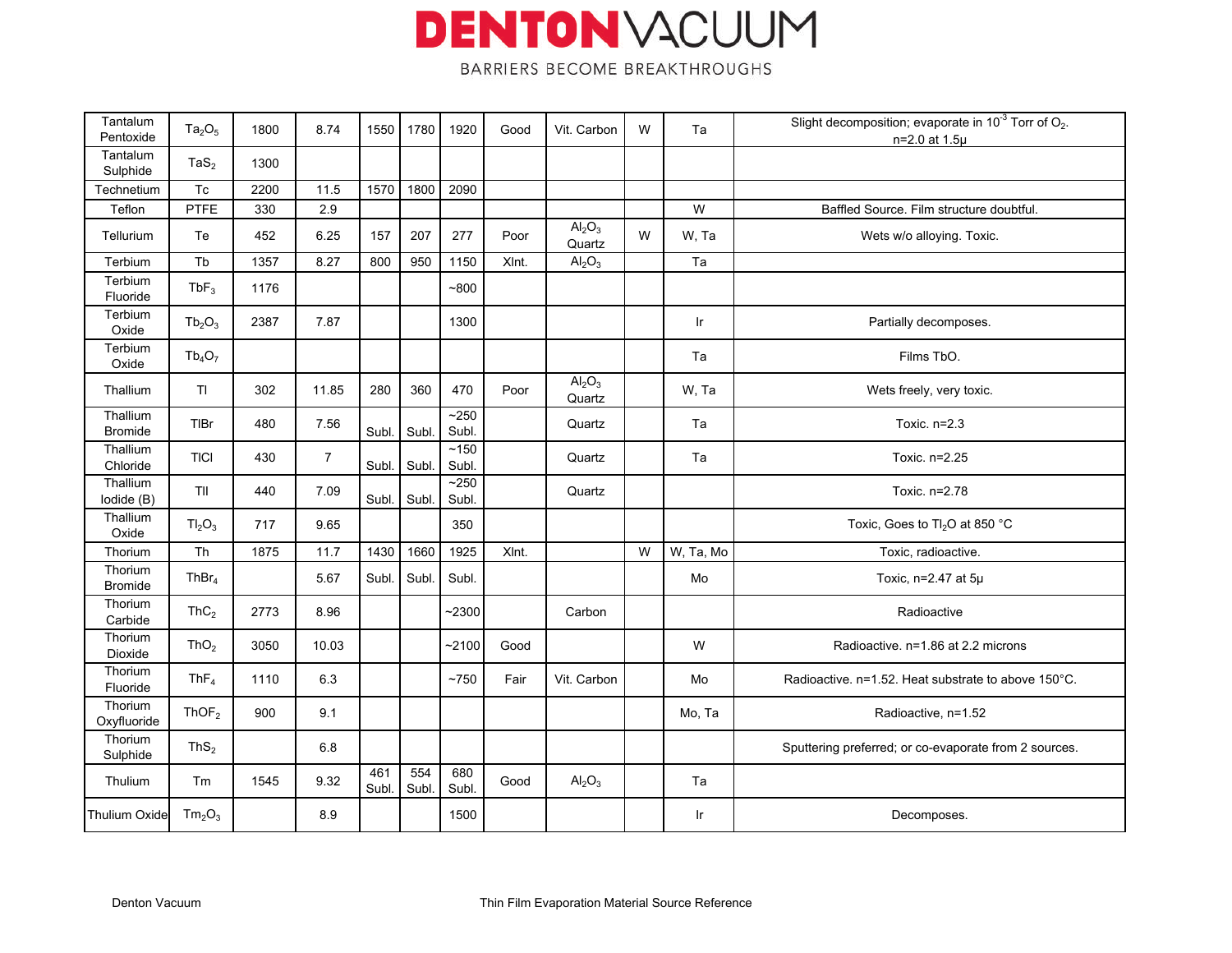| Tantalum Pentoxide | $Ta_2O_5$ | 1800 | 8.74 | 1550 | 1780 | 1920 | Good | Vit. Carbon | W | Ta | Slight decomposition; evaporate in $10^{-3}$ Torr of $O_2$. n=2.0 at 1.5μ |
|---|---|---|---|---|---|---|---|---|---|---|---|
| Tantalum Sulphide | $TaS_2$ | 1300 | | | | | | | | | |
| Technetium | Tc | 2200 | 11.5 | 1570 | 1800 | 2090 | | | | | |
| Teflon | PTFE | 330 | 2.9 | | | | | | | W | Baffled Source. Film structure doubtful. |
| Tellurium | Te | 452 | 6.25 | 157 | 207 | 277 | Poor | $Al_2O_3$ Quartz | W | W, Ta | Wets w/o alloying. Toxic. |
| Terbium | Tb | 1357 | 8.27 | 800 | 950 | 1150 | Xlnt. | $Al_2O_3$ | | Ta | |
| Terbium Fluoride | $TbF_3$ | 1176 | | | | ~800 | | | | | |
| Terbium Oxide | $Tb_2O_3$ | 2387 | 7.87 | | | 1300 | | | | Ir | Partially decomposes. |
| Terbium Oxide | $Tb_4O_7$ | | | | | | | | | Ta | Films TbO. |
| Thallium | Tl | 302 | 11.85 | 280 | 360 | 470 | Poor | $Al_2O_3$ Quartz | | W, Ta | Wets freely, very toxic. |
| Thallium Bromide | TlBr | 480 | 7.56 | Subl. | Subl. | ~250 Subl. | | Quartz | | Ta | Toxic. n=2.3 |
| Thallium Chloride | TlCl | 430 | 7 | Subl. | Subl. | ~150 Subl. | | Quartz | | Ta | Toxic. n=2.25 |
| Thallium Iodide (B) | TlI | 440 | 7.09 | Subl. | Subl. | ~250 Subl. | | Quartz | | | Toxic. n=2.78 |
| Thallium Oxide | $Tl_2O_3$ | 717 | 9.65 | | | 350 | | | | | Toxic, Goes to $Tl_2O$ at 850 °C |
| Thorium | Th | 1875 | 11.7 | 1430 | 1660 | 1925 | Xlnt. | | W | W, Ta, Mo | Toxic, radioactive. |
| Thorium Bromide | $ThBr_4$ | | 5.67 | Subl. | Subl. | Subl. | | | | Mo | Toxic, n=2.47 at 5μ |
| Thorium Carbide | $ThC_2$ | 2773 | 8.96 | | | ~2300 | | Carbon | | | Radioactive |
| Thorium Dioxide | $ThO_2$ | 3050 | 10.03 | | | ~2100 | Good | | | W | Radioactive. n=1.86 at 2.2 microns |
| Thorium Fluoride | $ThF_4$ | 1110 | 6.3 | | | ~750 | Fair | Vit. Carbon | | Mo | Radioactive. n=1.52. Heat substrate to above 150°C. |
| Thorium Oxyfluoride | $ThOF_2$ | 900 | 9.1 | | | | | | | Mo, Ta | Radioactive, n=1.52 |
| Thorium Sulphide | $ThS_2$ | | 6.8 | | | | | | | | Sputtering preferred; or co-evaporate from 2 sources. |
| Thulium | Tm | 1545 | 9.32 | 461 Subl. | 554 Subl. | 680 Subl. | Good | $Al_2O_3$ | | Ta | |
| Thulium Oxide | $Tm_2O_3$ | | 8.9 | | | 1500 | | | | Ir | Decomposes. |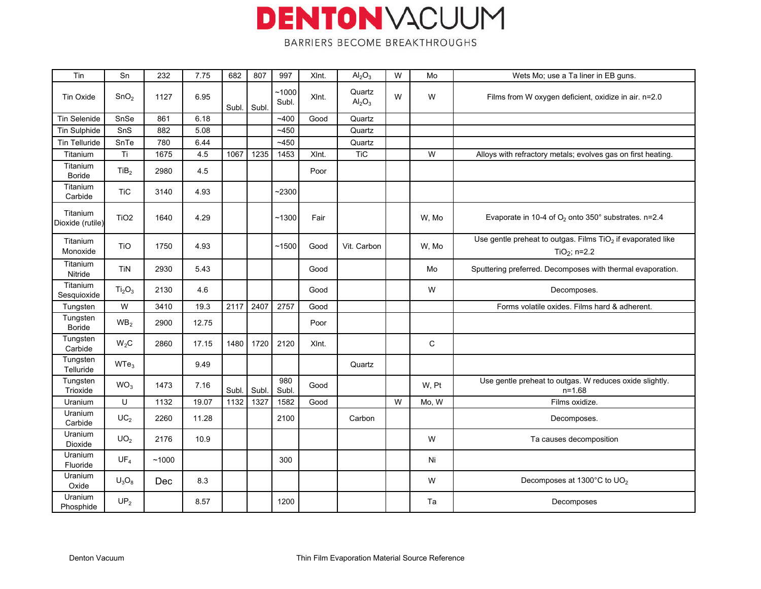| | | | | | | | | | | | |
|---|---|---|---|---|---|---|---|---|---|---|---|
| Tin | Sn | 232 | 7.75 | 682 | 807 | 997 | Xlnt. | $Al_2O_3$ | W | Mo | Wets Mo; use a Ta liner in EB guns. |
| Tin Oxide | $SnO_2$ | 1127 | 6.95 | Subl. | Subl. | ~1000 Subl. | Xlnt. | Quartz $Al_2O_3$ | W | W | Films from W oxygen deficient, oxidize in air. n=2.0 |
| Tin Selenide | SnSe | 861 | 6.18 | | | ~400 | Good | Quartz | | | |
| Tin Sulphide | SnS | 882 | 5.08 | | | ~450 | | Quartz | | | |
| Tin Telluride | SnTe | 780 | 6.44 | | | ~450 | | Quartz | | | |
| Titanium | Ti | 1675 | 4.5 | 1067 | 1235 | 1453 | Xlnt. | TiC | | W | Alloys with refractory metals; evolves gas on first heating. |
| Titanium Boride | $TiB_2$ | 2980 | 4.5 | | | | Poor | | | | |
| Titanium Carbide | TiC | 3140 | 4.93 | | | ~2300 | | | | | |
| Titanium Dioxide (rutile) | TiO2 | 1640 | 4.29 | | | ~1300 | Fair | | | W, Mo | Evaporate in 10-4 of $O_2$ onto 350° substrates. n=2.4 |
| Titanium Monoxide | TiO | 1750 | 4.93 | | | ~1500 | Good | Vit. Carbon | | W, Mo | Use gentle preheat to outgas. Films $TiO_2$ if evaporated like $TiO_2$; n=2.2 |
| Titanium Nitride | TiN | 2930 | 5.43 | | | | Good | | | Mo | Sputtering preferred. Decomposes with thermal evaporation. |
| Titanium Sesquioxide | $Ti_2O_3$ | 2130 | 4.6 | | | | Good | | | W | Decomposes. |
| Tungsten | W | 3410 | 19.3 | 2117 | 2407 | 2757 | Good | | | | Forms volatile oxides. Films hard & adherent. |
| Tungsten Boride | $WB_2$ | 2900 | 12.75 | | | | Poor | | | | |
| Tungsten Carbide | $W_2C$ | 2860 | 17.15 | 1480 | 1720 | 2120 | Xlnt. | | | C | |
| Tungsten Telluride | $WTe_3$ | | 9.49 | | | | | Quartz | | | |
| Tungsten Trioxide | $WO_3$ | 1473 | 7.16 | Subl. | Subl. | 980 Subl. | Good | | | W, Pt | Use gentle preheat to outgas. W reduces oxide slightly. n=1.68 |
| Uranium | U | 1132 | 19.07 | 1132 | 1327 | 1582 | Good | | W | Mo, W | Films oxidize. |
| Uranium Carbide | $UC_2$ | 2260 | 11.28 | | | 2100 | | Carbon | | | Decomposes. |
| Uranium Dioxide | $UO_2$ | 2176 | 10.9 | | | | | | | W | Ta causes decomposition |
| Uranium Fluoride | $UF_4$ | ~1000 | | | | 300 | | | | Ni | |
| Uranium Oxide | $U_3O_8$ | Dec | 8.3 | | | | | | | W | Decomposes at 1300°C to $UO_2$ |
| Uranium Phosphide | $UP_2$ | | 8.57 | | | 1200 | | | | Ta | Decomposes |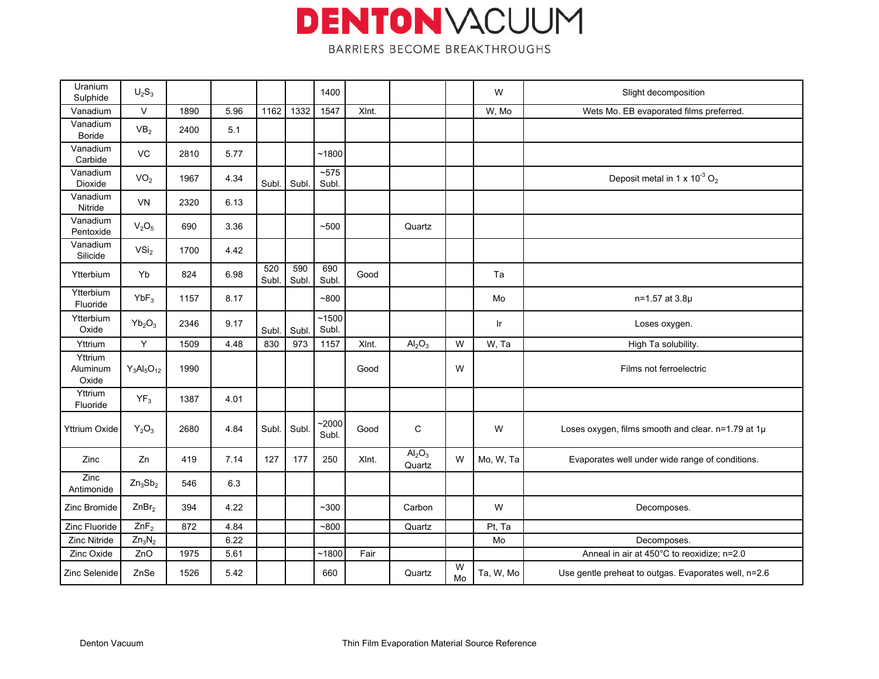| Uranium Sulphide | $U_2S_3$ | | | | | 1400 | | | | W | Slight decomposition |
|---|---|---|---|---|---|---|---|---|---|---|---|
| Vanadium | V | 1890 | 5.96 | 1162 | 1332 | 1547 | Xlnt. | | | W, Mo | Wets Mo. EB evaporated films preferred. |
| Vanadium Boride | $VB_2$ | 2400 | 5.1 | | | | | | | | |
| Vanadium Carbide | VC | 2810 | 5.77 | | | ~1800 | | | | | |
| Vanadium Dioxide | $VO_2$ | 1967 | 4.34 | Subl. | Subl. | ~575 Subl. | | | | | Deposit metal in 1 x $10^{-3}$ $O_2$ |
| Vanadium Nitride | VN | 2320 | 6.13 | | | | | | | | |
| Vanadium Pentoxide | $V_2O_5$ | 690 | 3.36 | | | ~500 | | Quartz | | | |
| Vanadium Silicide | $VSi_2$ | 1700 | 4.42 | | | | | | | | |
| Ytterbium | Yb | 824 | 6.98 | 520 Subl. | 590 Subl. | 690 Subl. | Good | | | Ta | |
| Ytterbium Fluoride | $YbF_3$ | 1157 | 8.17 | | | ~800 | | | | Mo | n=1.57 at 3.8μ |
| Ytterbium Oxide | $Yb_2O_3$ | 2346 | 9.17 | Subl. | Subl. | ~1500 Subl. | | | | Ir | Loses oxygen. |
| Yttrium | Y | 1509 | 4.48 | 830 | 973 | 1157 | Xlnt. | $Al_2O_3$ | W | W, Ta | High Ta solubility. |
| Yttrium Aluminum Oxide | $Y_3Al_5O_{12}$ | 1990 | | | | | Good | | W | | Films not ferroelectric |
| Yttrium Fluoride | $YF_3$ | 1387 | 4.01 | | | | | | | | |
| Yttrium Oxide | $Y_2O_3$ | 2680 | 4.84 | Subl. | Subl. | ~2000 Subl. | Good | C | | W | Loses oxygen, films smooth and clear. n=1.79 at 1μ |
| Zinc | Zn | 419 | 7.14 | 127 | 177 | 250 | Xlnt. | $Al_2O_3$ Quartz | W | Mo, W, Ta | Evaporates well under wide range of conditions. |
| Zinc Antimonide | $Zn_3Sb_2$ | 546 | 6.3 | | | | | | | | |
| Zinc Bromide | $ZnBr_2$ | 394 | 4.22 | | | ~300 | | Carbon | | W | Decomposes. |
| Zinc Fluoride | $ZnF_2$ | 872 | 4.84 | | | ~800 | | Quartz | | Pt, Ta | |
| Zinc Nitride | $Zn_3N_2$ | | 6.22 | | | | | | | Mo | Decomposes. |
| Zinc Oxide | ZnO | 1975 | 5.61 | | | ~1800 | Fair | | | | Anneal in air at 450°C to reoxidize; n=2.0 |
| Zinc Selenide | ZnSe | 1526 | 5.42 | | | 660 | | Quartz | W Mo | Ta, W, Mo | Use gentle preheat to outgas. Evaporates well, n=2.6 |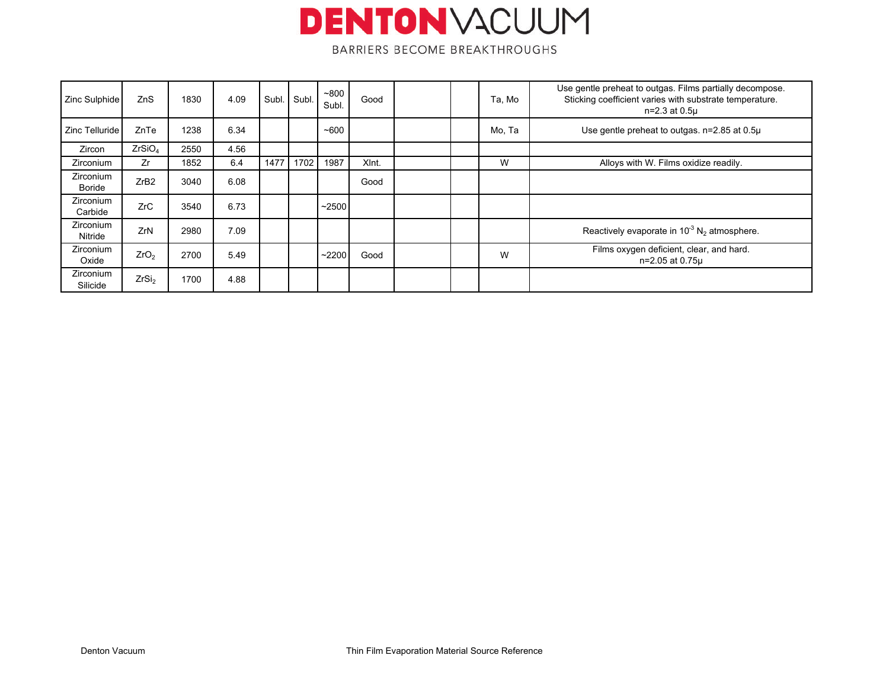| | | | | | | | | | | | |
|---|---|---|---|---|---|---|---|---|---|---|---|
| Zinc Sulphide | ZnS | 1830 | 4.09 | Subl. | Subl. | ~800 Subl. | Good | | | Ta, Mo | Use gentle preheat to outgas. Films partially decompose. Sticking coefficient varies with substrate temperature. n=2.3 at 0.5μ |
| Zinc Telluride | ZnTe | 1238 | 6.34 | | | ~600 | | | | Mo, Ta | Use gentle preheat to outgas. n=2.85 at 0.5μ |
| Zircon | $ZrSiO_4$ | 2550 | 4.56 | | | | | | | | |
| Zirconium | Zr | 1852 | 6.4 | 1477 | 1702 | 1987 | Xlnt. | | | W | Alloys with W. Films oxidize readily. |
| Zirconium Boride | ZrB2 | 3040 | 6.08 | | | | Good | | | | |
| Zirconium Carbide | ZrC | 3540 | 6.73 | | | ~2500 | | | | | |
| Zirconium Nitride | ZrN | 2980 | 7.09 | | | | | | | | Reactively evaporate in $10^{-3}$ $N_2$ atmosphere. |
| Zirconium Oxide | $ZrO_2$ | 2700 | 5.49 | | | ~2200 | Good | | | W | Films oxygen deficient, clear, and hard. n=2.05 at 0.75μ |
| Zirconium Silicide | $ZrSi_2$ | 1700 | 4.88 | | | | | | | | |